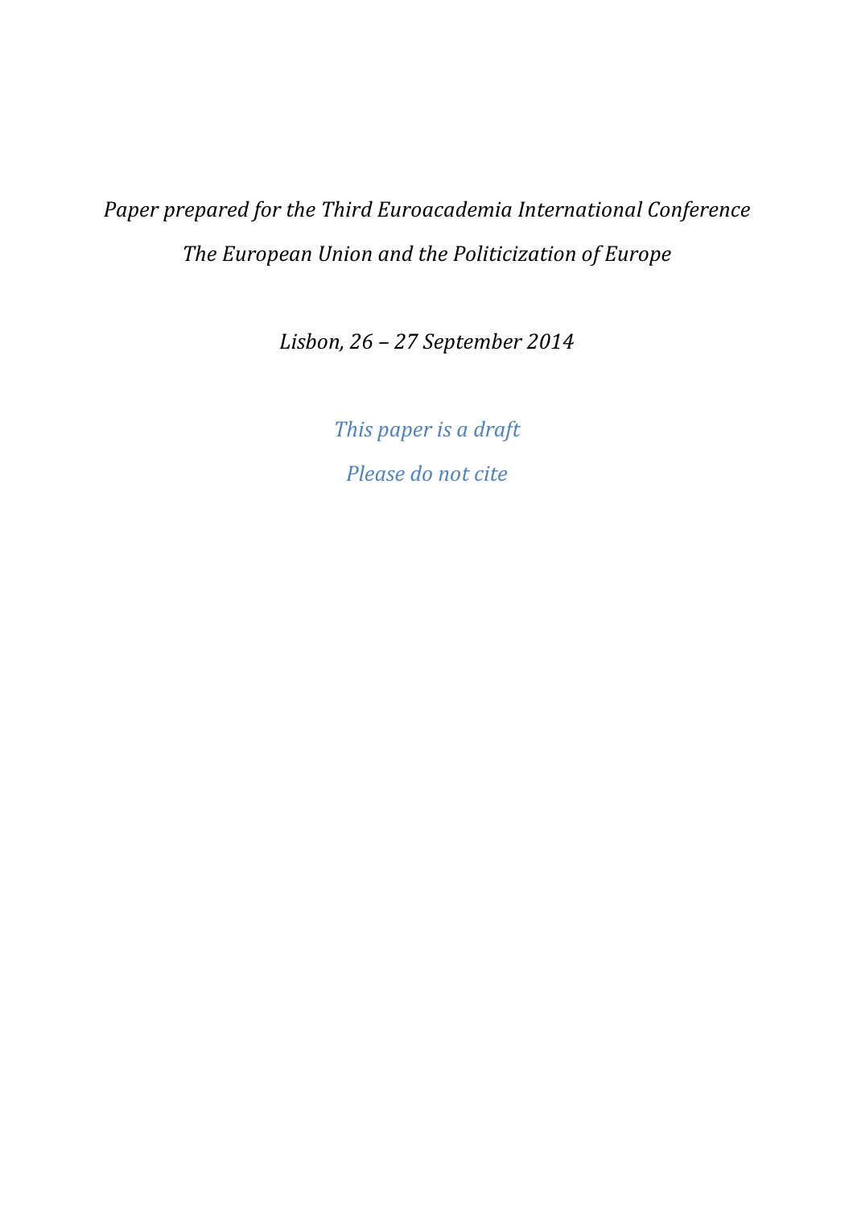*Paper prepared for the Third Euroacademia International Conference*

*The European Union and the Politicization of Europe*

*Lisbon, 26 – 27 September 2014*

*This paper is a draft*

*Please do not cite*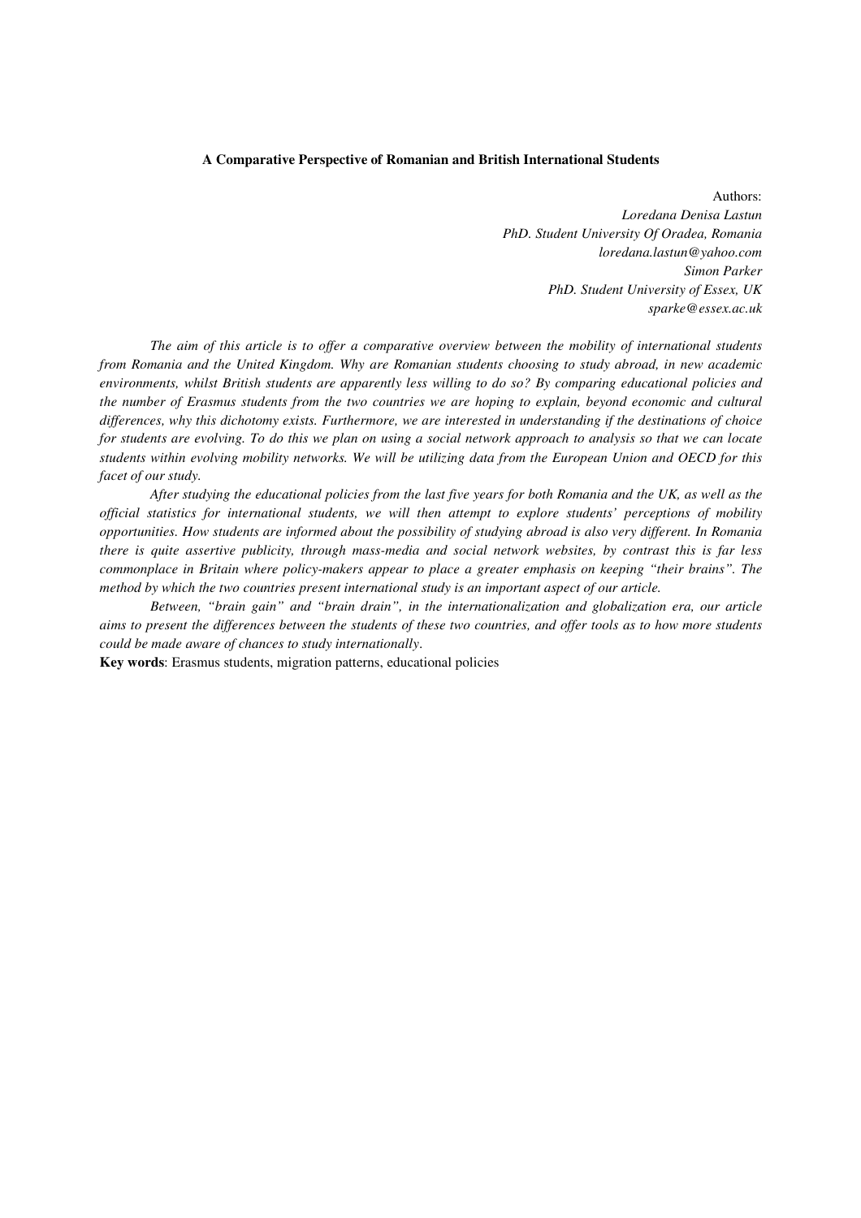**A Comparative Perspective of Romanian and British International Students**

Authors:
*Loredana Denisa Lastun*
*PhD. Student University Of Oradea, Romania*
*loredana.lastun@yahoo.com*
*Simon Parker*
*PhD. Student University of Essex, UK*
*sparke@essex.ac.uk*

*The aim of this article is to offer a comparative overview between the mobility of international students from Romania and the United Kingdom. Why are Romanian students choosing to study abroad, in new academic environments, whilst British students are apparently less willing to do so? By comparing educational policies and the number of Erasmus students from the two countries we are hoping to explain, beyond economic and cultural differences, why this dichotomy exists. Furthermore, we are interested in understanding if the destinations of choice for students are evolving. To do this we plan on using a social network approach to analysis so that we can locate students within evolving mobility networks. We will be utilizing data from the European Union and OECD for this facet of our study.*

*After studying the educational policies from the last five years for both Romania and the UK, as well as the official statistics for international students, we will then attempt to explore students' perceptions of mobility opportunities. How students are informed about the possibility of studying abroad is also very different. In Romania there is quite assertive publicity, through mass-media and social network websites, by contrast this is far less commonplace in Britain where policy-makers appear to place a greater emphasis on keeping "their brains". The method by which the two countries present international study is an important aspect of our article.*

*Between, "brain gain" and "brain drain", in the internationalization and globalization era, our article aims to present the differences between the students of these two countries, and offer tools as to how more students could be made aware of chances to study internationally*.

**Key words**: Erasmus students, migration patterns, educational policies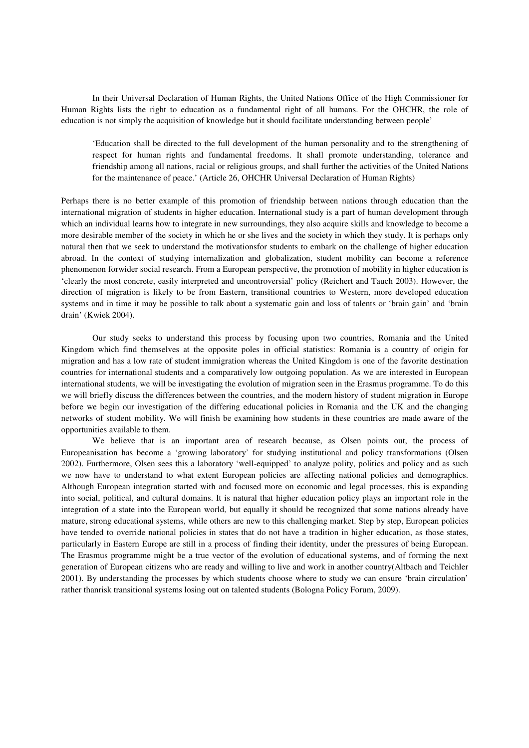In their Universal Declaration of Human Rights, the United Nations Office of the High Commissioner for Human Rights lists the right to education as a fundamental right of all humans. For the OHCHR, the role of education is not simply the acquisition of knowledge but it should facilitate understanding between people'

> 'Education shall be directed to the full development of the human personality and to the strengthening of respect for human rights and fundamental freedoms. It shall promote understanding, tolerance and friendship among all nations, racial or religious groups, and shall further the activities of the United Nations for the maintenance of peace.' (Article 26, OHCHR Universal Declaration of Human Rights)

Perhaps there is no better example of this promotion of friendship between nations through education than the international migration of students in higher education. International study is a part of human development through which an individual learns how to integrate in new surroundings, they also acquire skills and knowledge to become a more desirable member of the society in which he or she lives and the society in which they study. It is perhaps only natural then that we seek to understand the motivationsfor students to embark on the challenge of higher education abroad. In the context of studying internalization and globalization, student mobility can become a reference phenomenon forwider social research. From a European perspective, the promotion of mobility in higher education is 'clearly the most concrete, easily interpreted and uncontroversial' policy (Reichert and Tauch 2003). However, the direction of migration is likely to be from Eastern, transitional countries to Western, more developed education systems and in time it may be possible to talk about a systematic gain and loss of talents or 'brain gain' and 'brain drain' (Kwiek 2004).

Our study seeks to understand this process by focusing upon two countries, Romania and the United Kingdom which find themselves at the opposite poles in official statistics: Romania is a country of origin for migration and has a low rate of student immigration whereas the United Kingdom is one of the favorite destination countries for international students and a comparatively low outgoing population. As we are interested in European international students, we will be investigating the evolution of migration seen in the Erasmus programme. To do this we will briefly discuss the differences between the countries, and the modern history of student migration in Europe before we begin our investigation of the differing educational policies in Romania and the UK and the changing networks of student mobility. We will finish be examining how students in these countries are made aware of the opportunities available to them.

We believe that is an important area of research because, as Olsen points out, the process of Europeanisation has become a 'growing laboratory' for studying institutional and policy transformations (Olsen 2002). Furthermore, Olsen sees this a laboratory 'well-equipped' to analyze polity, politics and policy and as such we now have to understand to what extent European policies are affecting national policies and demographics. Although European integration started with and focused more on economic and legal processes, this is expanding into social, political, and cultural domains. It is natural that higher education policy plays an important role in the integration of a state into the European world, but equally it should be recognized that some nations already have mature, strong educational systems, while others are new to this challenging market. Step by step, European policies have tended to override national policies in states that do not have a tradition in higher education, as those states, particularly in Eastern Europe are still in a process of finding their identity, under the pressures of being European. The Erasmus programme might be a true vector of the evolution of educational systems, and of forming the next generation of European citizens who are ready and willing to live and work in another country(Altbach and Teichler 2001). By understanding the processes by which students choose where to study we can ensure 'brain circulation' rather thanrisk transitional systems losing out on talented students (Bologna Policy Forum, 2009).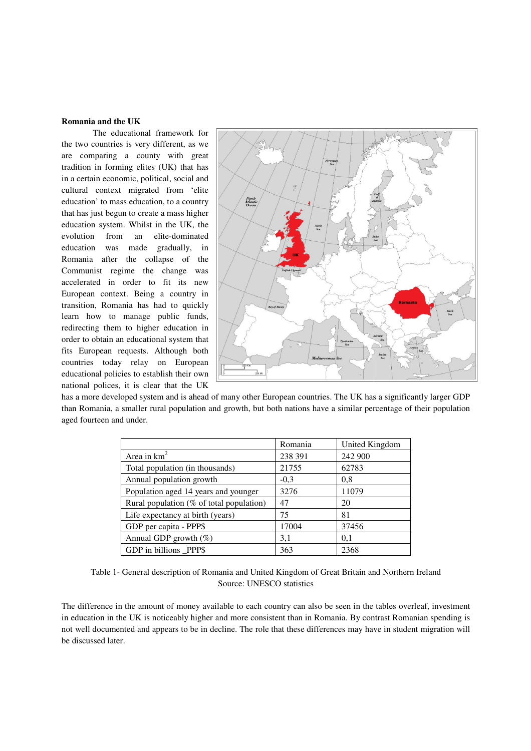**Romania and the UK**

The educational framework for the two countries is very different, as we are comparing a county with great tradition in forming elites (UK) that has in a certain economic, political, social and cultural context migrated from 'elite education' to mass education, to a country that has just begun to create a mass higher education system. Whilst in the UK, the evolution from an elite-dominated education was made gradually, in Romania after the collapse of the Communist regime the change was accelerated in order to fit its new European context. Being a country in transition, Romania has had to quickly learn how to manage public funds, redirecting them to higher education in order to obtain an educational system that fits European requests. Although both countries today relay on European educational policies to establish their own national polices, it is clear that the UK has a more developed system and is ahead of many other European countries. The UK has a significantly larger GDP than Romania, a smaller rural population and growth, but both nations have a similar percentage of their population aged fourteen and under.

| | Romania | United Kingdom |
|---|---|---|
| Area in km$^2$ | 238 391 | 242 900 |
| Total population (in thousands) | 21755 | 62783 |
| Annual population growth | -0,3 | 0,8 |
| Population aged 14 years and younger | 3276 | 11079 |
| Rural population (% of total population) | 47 | 20 |
| Life expectancy at birth (years) | 75 | 81 |
| GDP per capita - PPP$ | 17004 | 37456 |
| Annual GDP growth (%) | 3,1 | 0,1 |
| GDP in billions _PPP$ | 363 | 2368 |

Table 1- General description of Romania and United Kingdom of Great Britain and Northern Ireland
Source: UNESCO statistics

The difference in the amount of money available to each country can also be seen in the tables overleaf, investment in education in the UK is noticeably higher and more consistent than in Romania. By contrast Romanian spending is not well documented and appears to be in decline. The role that these differences may have in student migration will be discussed later.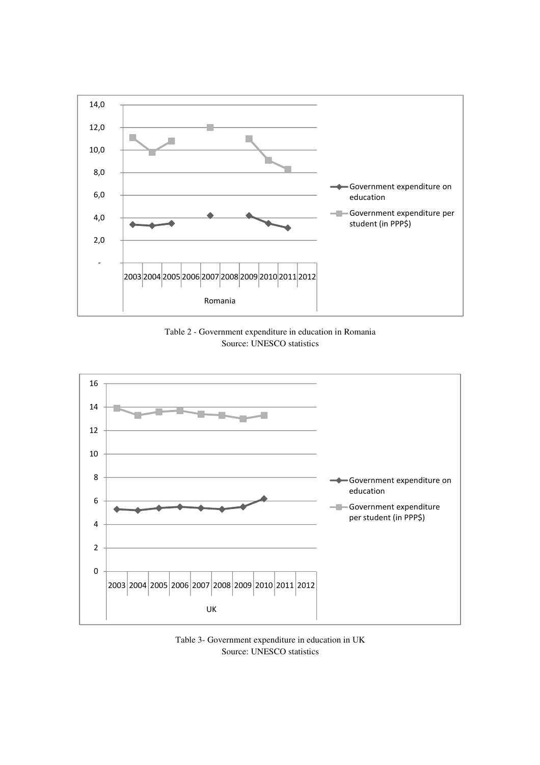Table 2 - Government expenditure in education in Romania
Source: UNESCO statistics

Table 3- Government expenditure in education in UK
Source: UNESCO statistics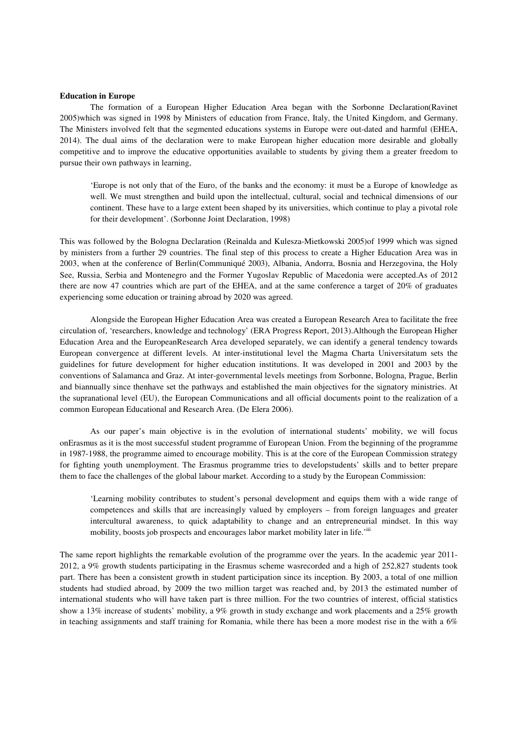**Education in Europe**

The formation of a European Higher Education Area began with the Sorbonne Declaration(Ravinet 2005)which was signed in 1998 by Ministers of education from France, Italy, the United Kingdom, and Germany. The Ministers involved felt that the segmented educations systems in Europe were out-dated and harmful (EHEA, 2014). The dual aims of the declaration were to make European higher education more desirable and globally competitive and to improve the educative opportunities available to students by giving them a greater freedom to pursue their own pathways in learning,

> 'Europe is not only that of the Euro, of the banks and the economy: it must be a Europe of knowledge as well. We must strengthen and build upon the intellectual, cultural, social and technical dimensions of our continent. These have to a large extent been shaped by its universities, which continue to play a pivotal role for their development'. (Sorbonne Joint Declaration, 1998)

This was followed by the Bologna Declaration (Reinalda and Kulesza-Mietkowski 2005)of 1999 which was signed by ministers from a further 29 countries. The final step of this process to create a Higher Education Area was in 2003, when at the conference of Berlin(Communiqué 2003), Albania, Andorra, Bosnia and Herzegovina, the Holy See, Russia, Serbia and Montenegro and the Former Yugoslav Republic of Macedonia were accepted.As of 2012 there are now 47 countries which are part of the EHEA, and at the same conference a target of 20% of graduates experiencing some education or training abroad by 2020 was agreed.

Alongside the European Higher Education Area was created a European Research Area to facilitate the free circulation of, 'researchers, knowledge and technology' (ERA Progress Report, 2013).Although the European Higher Education Area and the EuropeanResearch Area developed separately, we can identify a general tendency towards European convergence at different levels. At inter-institutional level the Magma Charta Universitatum sets the guidelines for future development for higher education institutions. It was developed in 2001 and 2003 by the conventions of Salamanca and Graz. At inter-governmental levels meetings from Sorbonne, Bologna, Prague, Berlin and biannually since thenhave set the pathways and established the main objectives for the signatory ministries. At the supranational level (EU), the European Communications and all official documents point to the realization of a common European Educational and Research Area. (De Elera 2006).

As our paper's main objective is in the evolution of international students' mobility, we will focus onErasmus as it is the most successful student programme of European Union. From the beginning of the programme in 1987-1988, the programme aimed to encourage mobility. This is at the core of the European Commission strategy for fighting youth unemployment. The Erasmus programme tries to developstudents' skills and to better prepare them to face the challenges of the global labour market. According to a study by the European Commission:

> 'Learning mobility contributes to student's personal development and equips them with a wide range of competences and skills that are increasingly valued by employers – from foreign languages and greater intercultural awareness, to quick adaptability to change and an entrepreneurial mindset. In this way mobility, boosts job prospects and encourages labor market mobility later in life.'[iii]

The same report highlights the remarkable evolution of the programme over the years. In the academic year 2011-2012, a 9% growth students participating in the Erasmus scheme wasrecorded and a high of 252,827 students took part. There has been a consistent growth in student participation since its inception. By 2003, a total of one million students had studied abroad, by 2009 the two million target was reached and, by 2013 the estimated number of international students who will have taken part is three million. For the two countries of interest, official statistics show a 13% increase of students' mobility, a 9% growth in study exchange and work placements and a 25% growth in teaching assignments and staff training for Romania, while there has been a more modest rise in the with a 6%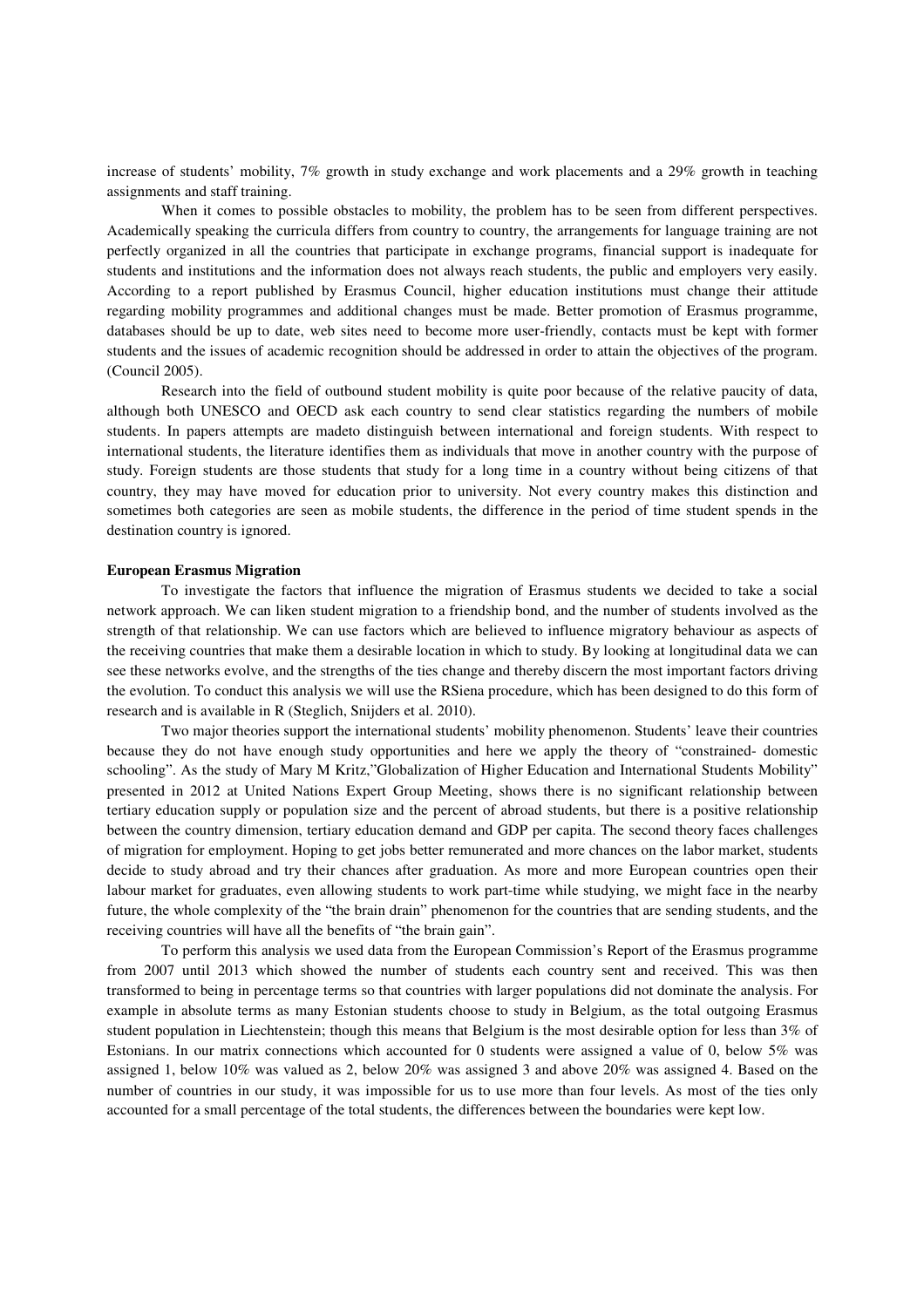increase of students' mobility, 7% growth in study exchange and work placements and a 29% growth in teaching assignments and staff training.

When it comes to possible obstacles to mobility, the problem has to be seen from different perspectives. Academically speaking the curricula differs from country to country, the arrangements for language training are not perfectly organized in all the countries that participate in exchange programs, financial support is inadequate for students and institutions and the information does not always reach students, the public and employers very easily. According to a report published by Erasmus Council, higher education institutions must change their attitude regarding mobility programmes and additional changes must be made. Better promotion of Erasmus programme, databases should be up to date, web sites need to become more user-friendly, contacts must be kept with former students and the issues of academic recognition should be addressed in order to attain the objectives of the program. (Council 2005).

Research into the field of outbound student mobility is quite poor because of the relative paucity of data, although both UNESCO and OECD ask each country to send clear statistics regarding the numbers of mobile students. In papers attempts are madeto distinguish between international and foreign students. With respect to international students, the literature identifies them as individuals that move in another country with the purpose of study. Foreign students are those students that study for a long time in a country without being citizens of that country, they may have moved for education prior to university. Not every country makes this distinction and sometimes both categories are seen as mobile students, the difference in the period of time student spends in the destination country is ignored.

**European Erasmus Migration**

To investigate the factors that influence the migration of Erasmus students we decided to take a social network approach. We can liken student migration to a friendship bond, and the number of students involved as the strength of that relationship. We can use factors which are believed to influence migratory behaviour as aspects of the receiving countries that make them a desirable location in which to study. By looking at longitudinal data we can see these networks evolve, and the strengths of the ties change and thereby discern the most important factors driving the evolution. To conduct this analysis we will use the RSiena procedure, which has been designed to do this form of research and is available in R (Steglich, Snijders et al. 2010).

Two major theories support the international students' mobility phenomenon. Students' leave their countries because they do not have enough study opportunities and here we apply the theory of "constrained- domestic schooling". As the study of Mary M Kritz,"Globalization of Higher Education and International Students Mobility" presented in 2012 at United Nations Expert Group Meeting, shows there is no significant relationship between tertiary education supply or population size and the percent of abroad students, but there is a positive relationship between the country dimension, tertiary education demand and GDP per capita. The second theory faces challenges of migration for employment. Hoping to get jobs better remunerated and more chances on the labor market, students decide to study abroad and try their chances after graduation. As more and more European countries open their labour market for graduates, even allowing students to work part-time while studying, we might face in the nearby future, the whole complexity of the "the brain drain" phenomenon for the countries that are sending students, and the receiving countries will have all the benefits of "the brain gain".

To perform this analysis we used data from the European Commission's Report of the Erasmus programme from 2007 until 2013 which showed the number of students each country sent and received. This was then transformed to being in percentage terms so that countries with larger populations did not dominate the analysis. For example in absolute terms as many Estonian students choose to study in Belgium, as the total outgoing Erasmus student population in Liechtenstein; though this means that Belgium is the most desirable option for less than 3% of Estonians. In our matrix connections which accounted for 0 students were assigned a value of 0, below 5% was assigned 1, below 10% was valued as 2, below 20% was assigned 3 and above 20% was assigned 4. Based on the number of countries in our study, it was impossible for us to use more than four levels. As most of the ties only accounted for a small percentage of the total students, the differences between the boundaries were kept low.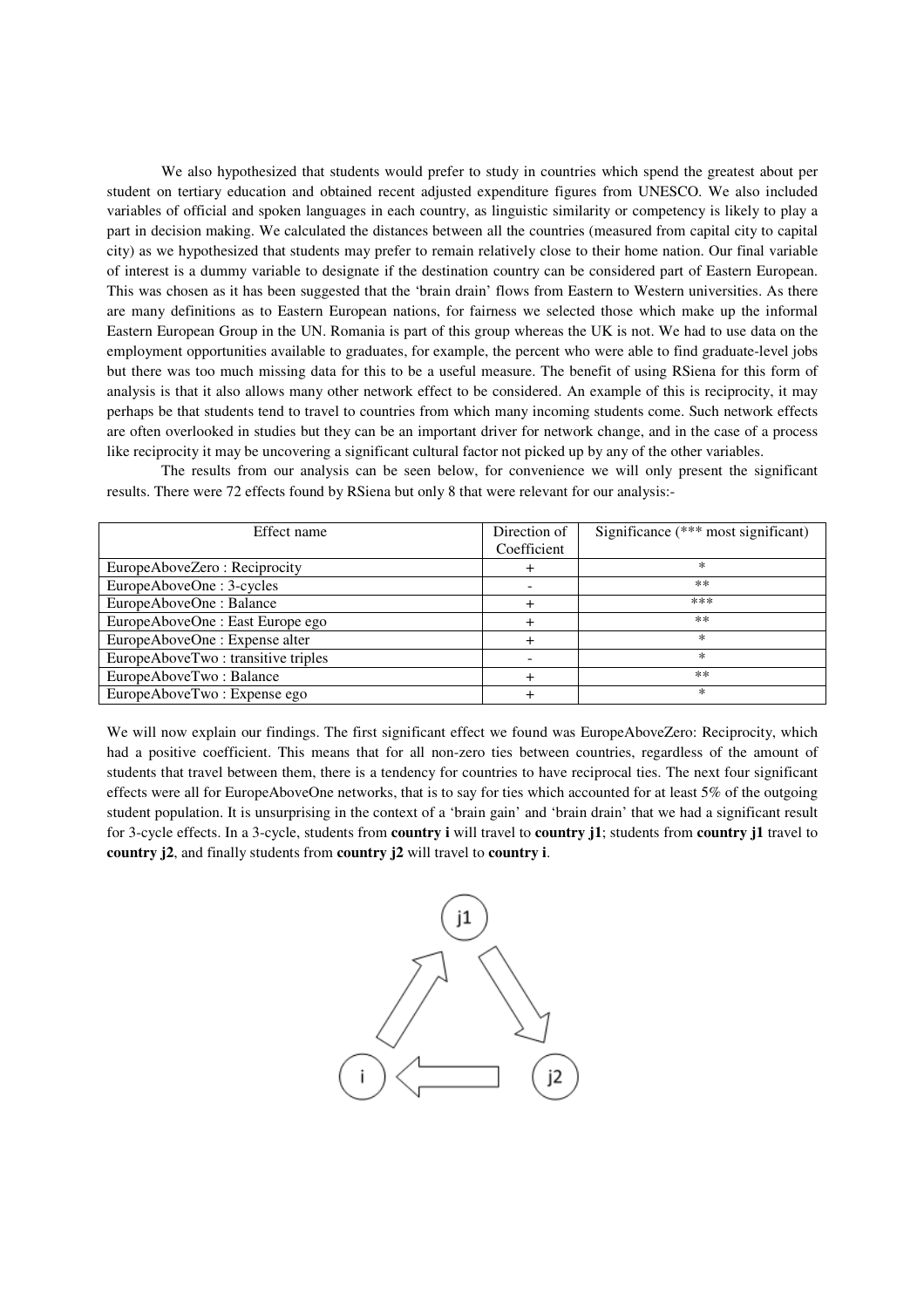We also hypothesized that students would prefer to study in countries which spend the greatest about per student on tertiary education and obtained recent adjusted expenditure figures from UNESCO. We also included variables of official and spoken languages in each country, as linguistic similarity or competency is likely to play a part in decision making. We calculated the distances between all the countries (measured from capital city to capital city) as we hypothesized that students may prefer to remain relatively close to their home nation. Our final variable of interest is a dummy variable to designate if the destination country can be considered part of Eastern European. This was chosen as it has been suggested that the 'brain drain' flows from Eastern to Western universities. As there are many definitions as to Eastern European nations, for fairness we selected those which make up the informal Eastern European Group in the UN. Romania is part of this group whereas the UK is not. We had to use data on the employment opportunities available to graduates, for example, the percent who were able to find graduate-level jobs but there was too much missing data for this to be a useful measure. The benefit of using RSiena for this form of analysis is that it also allows many other network effect to be considered. An example of this is reciprocity, it may perhaps be that students tend to travel to countries from which many incoming students come. Such network effects are often overlooked in studies but they can be an important driver for network change, and in the case of a process like reciprocity it may be uncovering a significant cultural factor not picked up by any of the other variables.

The results from our analysis can be seen below, for convenience we will only present the significant results. There were 72 effects found by RSiena but only 8 that were relevant for our analysis:-

| Effect name | Direction of Coefficient | Significance (*** most significant) |
|---|---|---|
| EuropeAboveZero : Reciprocity | + | * |
| EuropeAboveOne : 3-cycles | - | ** |
| EuropeAboveOne : Balance | + | *** |
| EuropeAboveOne : East Europe ego | + | ** |
| EuropeAboveOne : Expense alter | + | * |
| EuropeAboveTwo : transitive triples | - | * |
| EuropeAboveTwo : Balance | + | ** |
| EuropeAboveTwo : Expense ego | + | * |

We will now explain our findings. The first significant effect we found was EuropeAboveZero: Reciprocity, which had a positive coefficient. This means that for all non-zero ties between countries, regardless of the amount of students that travel between them, there is a tendency for countries to have reciprocal ties. The next four significant effects were all for EuropeAboveOne networks, that is to say for ties which accounted for at least 5% of the outgoing student population. It is unsurprising in the context of a 'brain gain' and 'brain drain' that we had a significant result for 3-cycle effects. In a 3-cycle, students from **country i** will travel to **country j1**; students from **country j1** travel to **country j2**, and finally students from **country j2** will travel to **country i**.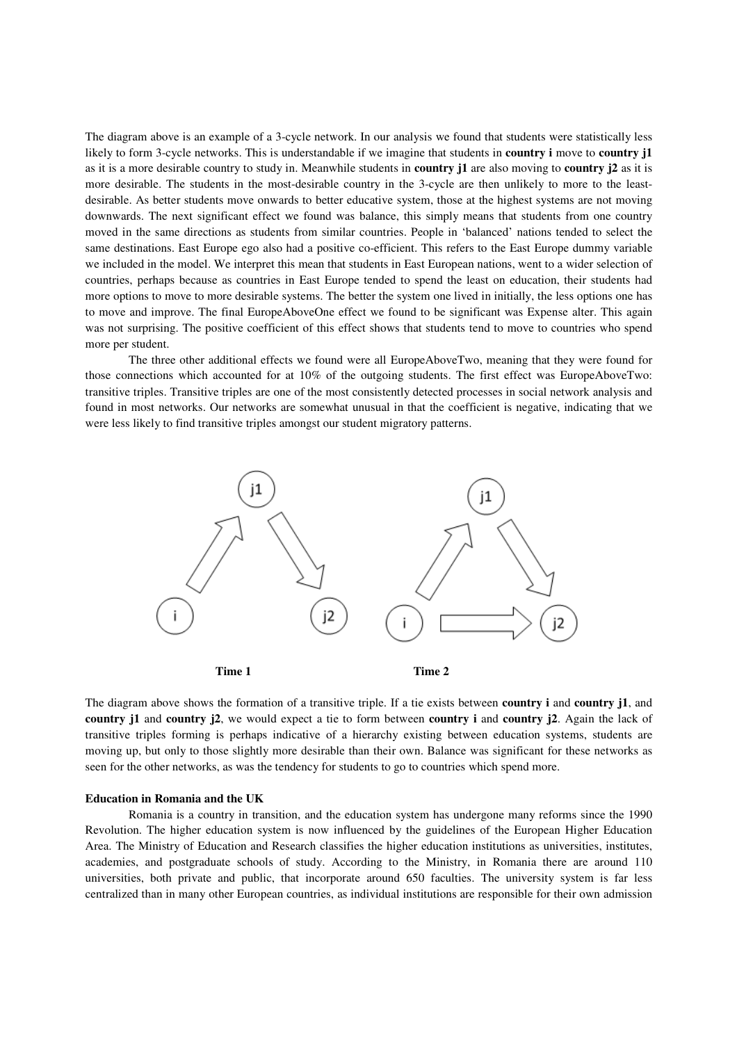The diagram above is an example of a 3-cycle network. In our analysis we found that students were statistically less likely to form 3-cycle networks. This is understandable if we imagine that students in **country i** move to **country j1** as it is a more desirable country to study in. Meanwhile students in **country j1** are also moving to **country j2** as it is more desirable. The students in the most-desirable country in the 3-cycle are then unlikely to more to the least-desirable. As better students move onwards to better educative system, those at the highest systems are not moving downwards. The next significant effect we found was balance, this simply means that students from one country moved in the same directions as students from similar countries. People in 'balanced' nations tended to select the same destinations. East Europe ego also had a positive co-efficient. This refers to the East Europe dummy variable we included in the model. We interpret this mean that students in East European nations, went to a wider selection of countries, perhaps because as countries in East Europe tended to spend the least on education, their students had more options to move to more desirable systems. The better the system one lived in initially, the less options one has to move and improve. The final EuropeAboveOne effect we found to be significant was Expense alter. This again was not surprising. The positive coefficient of this effect shows that students tend to move to countries who spend more per student.

The three other additional effects we found were all EuropeAboveTwo, meaning that they were found for those connections which accounted for at 10% of the outgoing students. The first effect was EuropeAboveTwo: transitive triples. Transitive triples are one of the most consistently detected processes in social network analysis and found in most networks. Our networks are somewhat unusual in that the coefficient is negative, indicating that we were less likely to find transitive triples amongst our student migratory patterns.

**Time 1** **Time 2**

The diagram above shows the formation of a transitive triple. If a tie exists between **country i** and **country j1**, and **country j1** and **country j2**, we would expect a tie to form between **country i** and **country j2**. Again the lack of transitive triples forming is perhaps indicative of a hierarchy existing between education systems, students are moving up, but only to those slightly more desirable than their own. Balance was significant for these networks as seen for the other networks, as was the tendency for students to go to countries which spend more.

**Education in Romania and the UK**

Romania is a country in transition, and the education system has undergone many reforms since the 1990 Revolution. The higher education system is now influenced by the guidelines of the European Higher Education Area. The Ministry of Education and Research classifies the higher education institutions as universities, institutes, academies, and postgraduate schools of study. According to the Ministry, in Romania there are around 110 universities, both private and public, that incorporate around 650 faculties. The university system is far less centralized than in many other European countries, as individual institutions are responsible for their own admission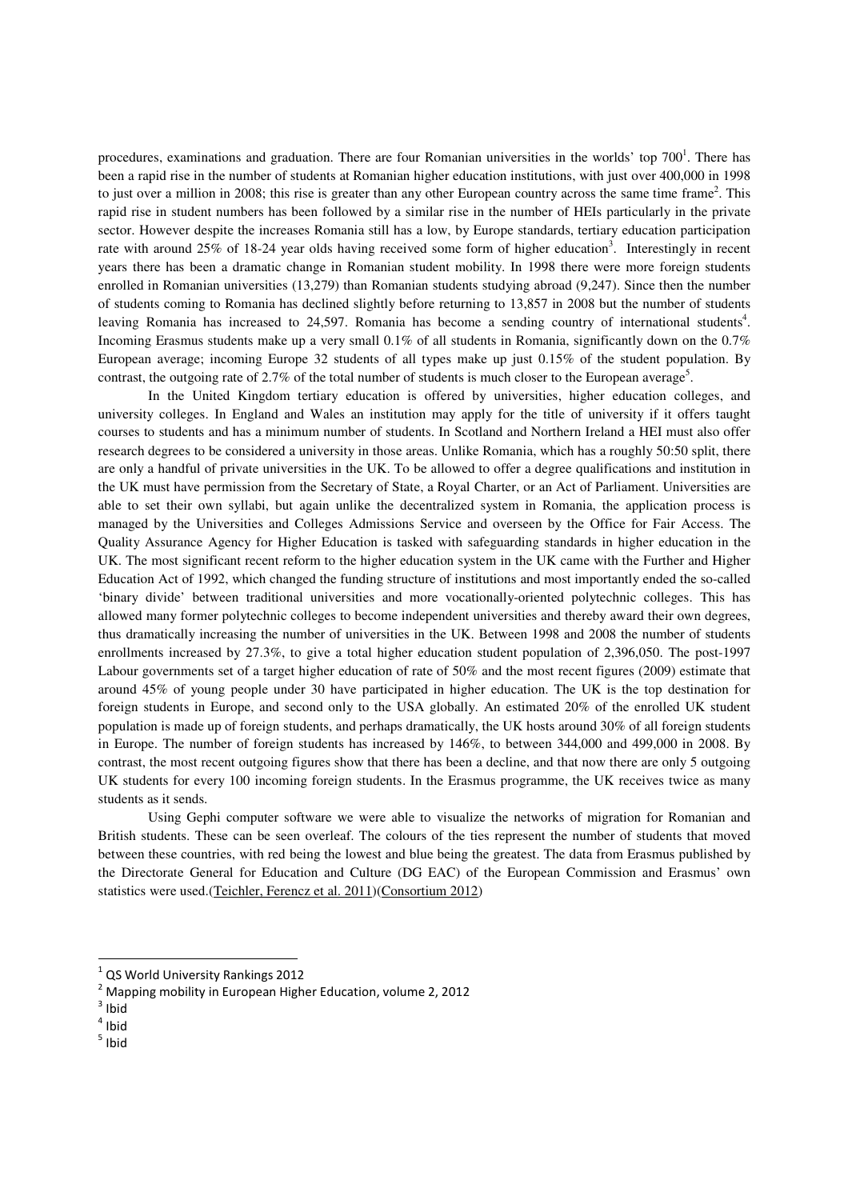procedures, examinations and graduation. There are four Romanian universities in the worlds' top 700[1]. There has been a rapid rise in the number of students at Romanian higher education institutions, with just over 400,000 in 1998 to just over a million in 2008; this rise is greater than any other European country across the same time frame[2]. This rapid rise in student numbers has been followed by a similar rise in the number of HEIs particularly in the private sector. However despite the increases Romania still has a low, by Europe standards, tertiary education participation rate with around 25% of 18-24 year olds having received some form of higher education[3]. Interestingly in recent years there has been a dramatic change in Romanian student mobility. In 1998 there were more foreign students enrolled in Romanian universities (13,279) than Romanian students studying abroad (9,247). Since then the number of students coming to Romania has declined slightly before returning to 13,857 in 2008 but the number of students leaving Romania has increased to 24,597. Romania has become a sending country of international students[4]. Incoming Erasmus students make up a very small 0.1% of all students in Romania, significantly down on the 0.7% European average; incoming Europe 32 students of all types make up just 0.15% of the student population. By contrast, the outgoing rate of 2.7% of the total number of students is much closer to the European average[5].

In the United Kingdom tertiary education is offered by universities, higher education colleges, and university colleges. In England and Wales an institution may apply for the title of university if it offers taught courses to students and has a minimum number of students. In Scotland and Northern Ireland a HEI must also offer research degrees to be considered a university in those areas. Unlike Romania, which has a roughly 50:50 split, there are only a handful of private universities in the UK. To be allowed to offer a degree qualifications and institution in the UK must have permission from the Secretary of State, a Royal Charter, or an Act of Parliament. Universities are able to set their own syllabi, but again unlike the decentralized system in Romania, the application process is managed by the Universities and Colleges Admissions Service and overseen by the Office for Fair Access. The Quality Assurance Agency for Higher Education is tasked with safeguarding standards in higher education in the UK. The most significant recent reform to the higher education system in the UK came with the Further and Higher Education Act of 1992, which changed the funding structure of institutions and most importantly ended the so-called 'binary divide' between traditional universities and more vocationally-oriented polytechnic colleges. This has allowed many former polytechnic colleges to become independent universities and thereby award their own degrees, thus dramatically increasing the number of universities in the UK. Between 1998 and 2008 the number of students enrollments increased by 27.3%, to give a total higher education student population of 2,396,050. The post-1997 Labour governments set of a target higher education of rate of 50% and the most recent figures (2009) estimate that around 45% of young people under 30 have participated in higher education. The UK is the top destination for foreign students in Europe, and second only to the USA globally. An estimated 20% of the enrolled UK student population is made up of foreign students, and perhaps dramatically, the UK hosts around 30% of all foreign students in Europe. The number of foreign students has increased by 146%, to between 344,000 and 499,000 in 2008. By contrast, the most recent outgoing figures show that there has been a decline, and that now there are only 5 outgoing UK students for every 100 incoming foreign students. In the Erasmus programme, the UK receives twice as many students as it sends.

Using Gephi computer software we were able to visualize the networks of migration for Romanian and British students. These can be seen overleaf. The colours of the ties represent the number of students that moved between these countries, with red being the lowest and blue being the greatest. The data from Erasmus published by the Directorate General for Education and Culture (DG EAC) of the European Commission and Erasmus' own statistics were used.(Teichler, Ferencz et al. 2011)(Consortium 2012)

[1] QS World University Rankings 2012

[2] Mapping mobility in European Higher Education, volume 2, 2012

[3] Ibid

[4] Ibid

[5] Ibid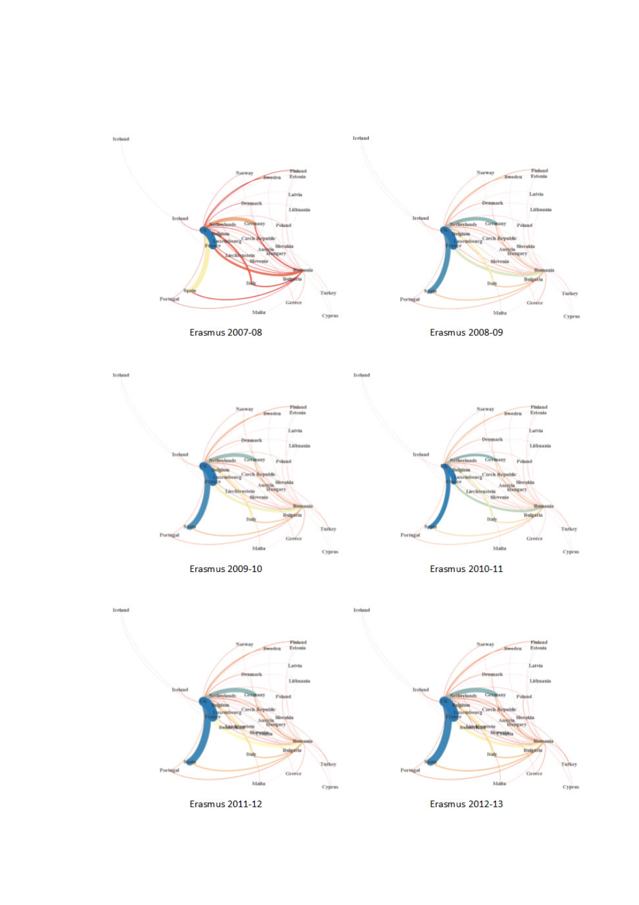Erasmus 2007-08

Erasmus 2008-09

Erasmus 2009-10

Erasmus 2010-11

Erasmus 2011-12

Erasmus 2012-13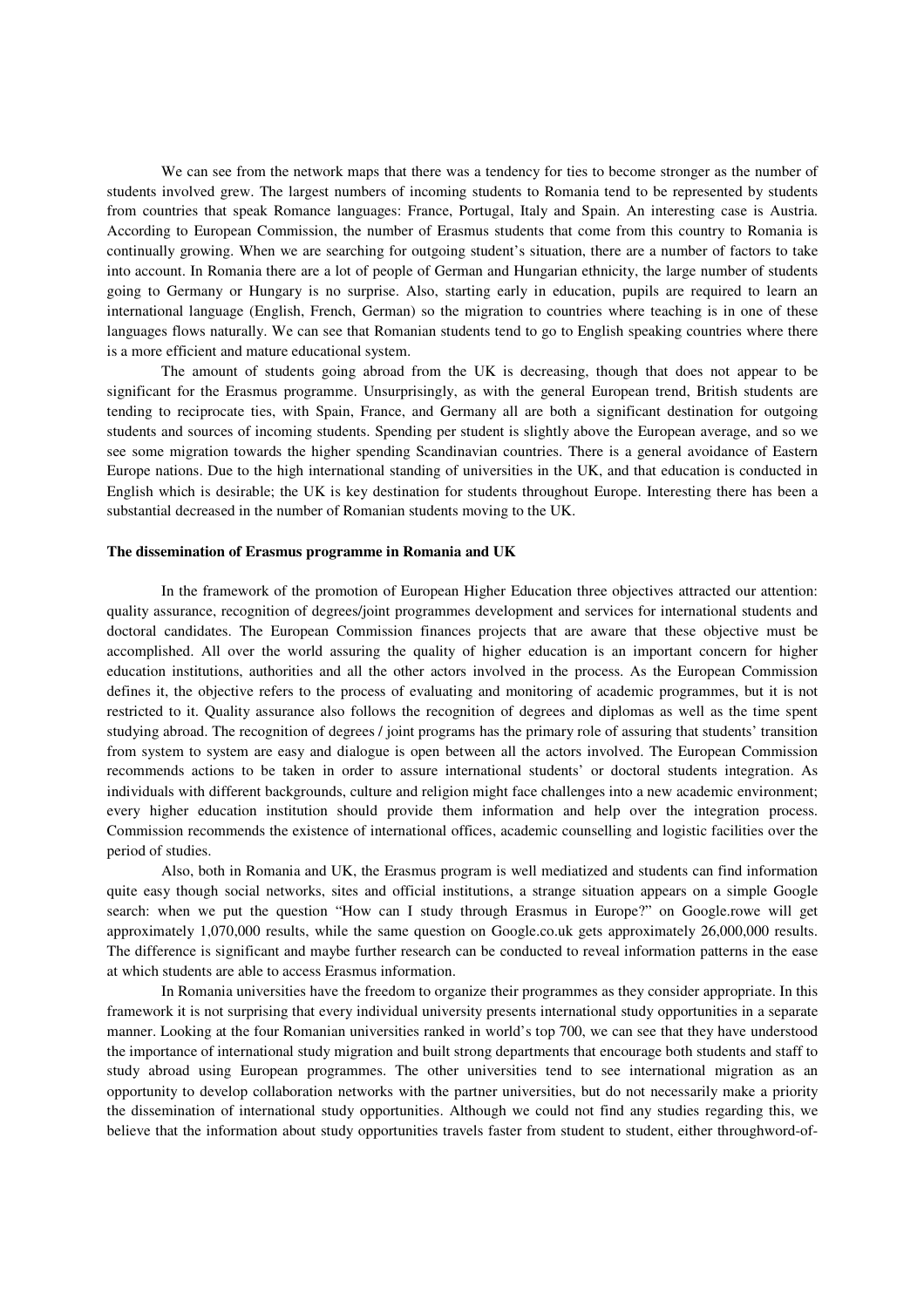We can see from the network maps that there was a tendency for ties to become stronger as the number of students involved grew. The largest numbers of incoming students to Romania tend to be represented by students from countries that speak Romance languages: France, Portugal, Italy and Spain. An interesting case is Austria. According to European Commission, the number of Erasmus students that come from this country to Romania is continually growing. When we are searching for outgoing student's situation, there are a number of factors to take into account. In Romania there are a lot of people of German and Hungarian ethnicity, the large number of students going to Germany or Hungary is no surprise. Also, starting early in education, pupils are required to learn an international language (English, French, German) so the migration to countries where teaching is in one of these languages flows naturally. We can see that Romanian students tend to go to English speaking countries where there is a more efficient and mature educational system.

The amount of students going abroad from the UK is decreasing, though that does not appear to be significant for the Erasmus programme. Unsurprisingly, as with the general European trend, British students are tending to reciprocate ties, with Spain, France, and Germany all are both a significant destination for outgoing students and sources of incoming students. Spending per student is slightly above the European average, and so we see some migration towards the higher spending Scandinavian countries. There is a general avoidance of Eastern Europe nations. Due to the high international standing of universities in the UK, and that education is conducted in English which is desirable; the UK is key destination for students throughout Europe. Interesting there has been a substantial decreased in the number of Romanian students moving to the UK.

**The dissemination of Erasmus programme in Romania and UK**

In the framework of the promotion of European Higher Education three objectives attracted our attention: quality assurance, recognition of degrees/joint programmes development and services for international students and doctoral candidates. The European Commission finances projects that are aware that these objective must be accomplished. All over the world assuring the quality of higher education is an important concern for higher education institutions, authorities and all the other actors involved in the process. As the European Commission defines it, the objective refers to the process of evaluating and monitoring of academic programmes, but it is not restricted to it. Quality assurance also follows the recognition of degrees and diplomas as well as the time spent studying abroad. The recognition of degrees / joint programs has the primary role of assuring that students' transition from system to system are easy and dialogue is open between all the actors involved. The European Commission recommends actions to be taken in order to assure international students' or doctoral students integration. As individuals with different backgrounds, culture and religion might face challenges into a new academic environment; every higher education institution should provide them information and help over the integration process. Commission recommends the existence of international offices, academic counselling and logistic facilities over the period of studies.

Also, both in Romania and UK, the Erasmus program is well mediatized and students can find information quite easy though social networks, sites and official institutions, a strange situation appears on a simple Google search: when we put the question "How can I study through Erasmus in Europe?" on Google.rowe will get approximately 1,070,000 results, while the same question on Google.co.uk gets approximately 26,000,000 results. The difference is significant and maybe further research can be conducted to reveal information patterns in the ease at which students are able to access Erasmus information.

In Romania universities have the freedom to organize their programmes as they consider appropriate. In this framework it is not surprising that every individual university presents international study opportunities in a separate manner. Looking at the four Romanian universities ranked in world's top 700, we can see that they have understood the importance of international study migration and built strong departments that encourage both students and staff to study abroad using European programmes. The other universities tend to see international migration as an opportunity to develop collaboration networks with the partner universities, but do not necessarily make a priority the dissemination of international study opportunities. Although we could not find any studies regarding this, we believe that the information about study opportunities travels faster from student to student, either throughword-of-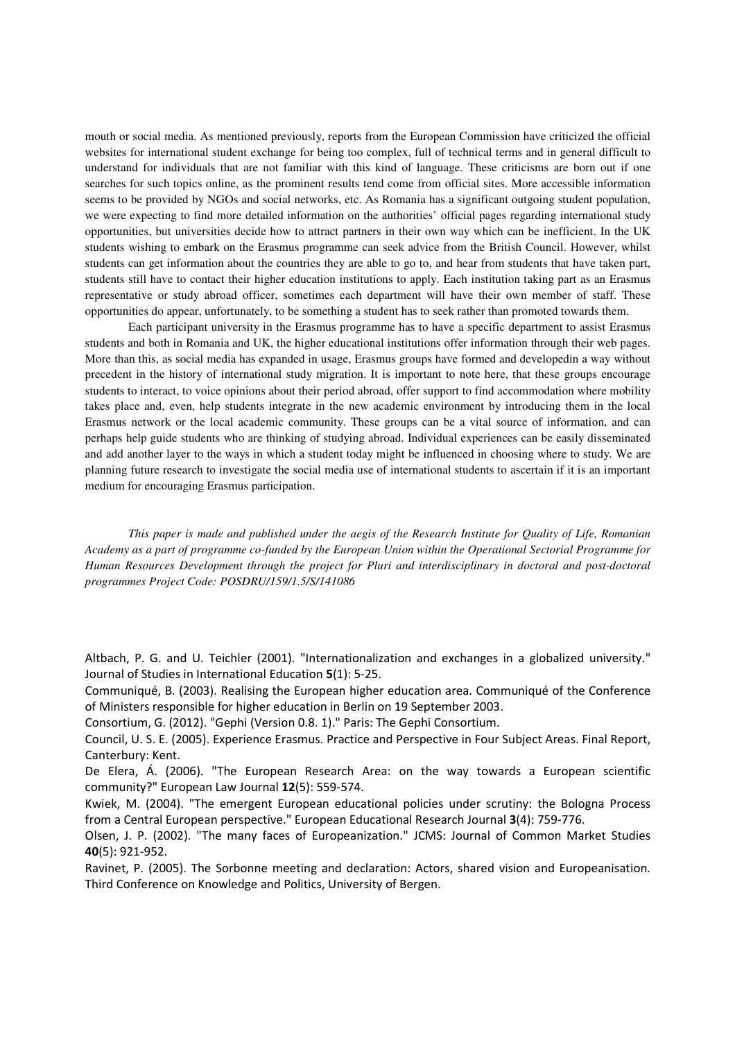mouth or social media. As mentioned previously, reports from the European Commission have criticized the official websites for international student exchange for being too complex, full of technical terms and in general difficult to understand for individuals that are not familiar with this kind of language. These criticisms are born out if one searches for such topics online, as the prominent results tend come from official sites. More accessible information seems to be provided by NGOs and social networks, etc. As Romania has a significant outgoing student population, we were expecting to find more detailed information on the authorities' official pages regarding international study opportunities, but universities decide how to attract partners in their own way which can be inefficient. In the UK students wishing to embark on the Erasmus programme can seek advice from the British Council. However, whilst students can get information about the countries they are able to go to, and hear from students that have taken part, students still have to contact their higher education institutions to apply. Each institution taking part as an Erasmus representative or study abroad officer, sometimes each department will have their own member of staff. These opportunities do appear, unfortunately, to be something a student has to seek rather than promoted towards them.

Each participant university in the Erasmus programme has to have a specific department to assist Erasmus students and both in Romania and UK, the higher educational institutions offer information through their web pages. More than this, as social media has expanded in usage, Erasmus groups have formed and developedin a way without precedent in the history of international study migration. It is important to note here, that these groups encourage students to interact, to voice opinions about their period abroad, offer support to find accommodation where mobility takes place and, even, help students integrate in the new academic environment by introducing them in the local Erasmus network or the local academic community. These groups can be a vital source of information, and can perhaps help guide students who are thinking of studying abroad. Individual experiences can be easily disseminated and add another layer to the ways in which a student today might be influenced in choosing where to study. We are planning future research to investigate the social media use of international students to ascertain if it is an important medium for encouraging Erasmus participation.

*This paper is made and published under the aegis of the Research Institute for Quality of Life, Romanian Academy as a part of programme co-funded by the European Union within the Operational Sectorial Programme for Human Resources Development through the project for Pluri and interdisciplinary in doctoral and post-doctoral programmes Project Code: POSDRU/159/1.5/S/141086*

Altbach, P. G. and U. Teichler (2001). "Internationalization and exchanges in a globalized university." Journal of Studies in International Education **5**(1): 5-25.

Communiqué, B. (2003). Realising the European higher education area. Communiqué of the Conference of Ministers responsible for higher education in Berlin on 19 September 2003.

Consortium, G. (2012). "Gephi (Version 0.8. 1)." Paris: The Gephi Consortium.

Council, U. S. E. (2005). Experience Erasmus. Practice and Perspective in Four Subject Areas. Final Report, Canterbury: Kent.

De Elera, Á. (2006). "The European Research Area: on the way towards a European scientific community?" European Law Journal **12**(5): 559-574.

Kwiek, M. (2004). "The emergent European educational policies under scrutiny: the Bologna Process from a Central European perspective." European Educational Research Journal **3**(4): 759-776.

Olsen, J. P. (2002). "The many faces of Europeanization." JCMS: Journal of Common Market Studies **40**(5): 921-952.

Ravinet, P. (2005). The Sorbonne meeting and declaration: Actors, shared vision and Europeanisation. Third Conference on Knowledge and Politics, University of Bergen.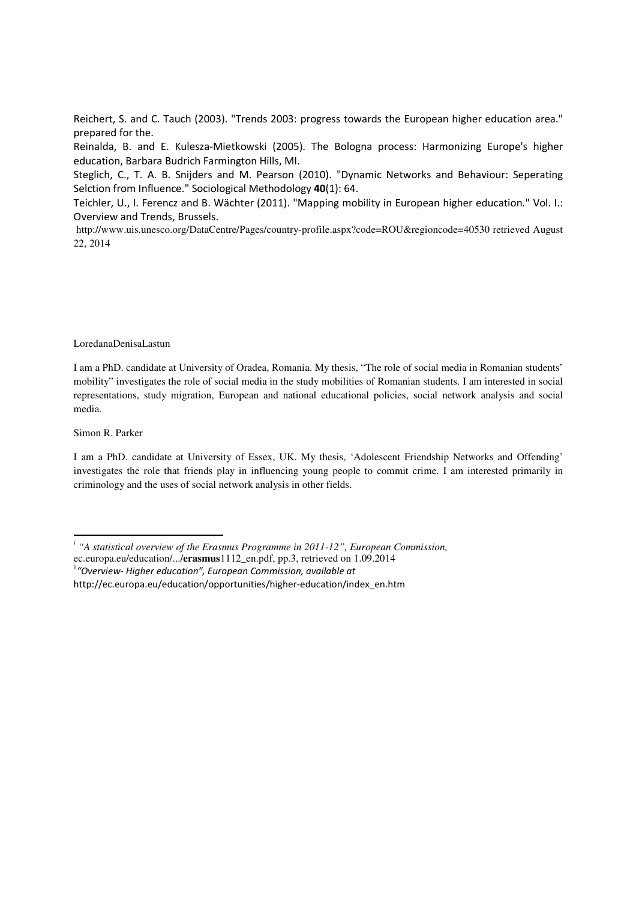Reichert, S. and C. Tauch (2003). "Trends 2003: progress towards the European higher education area." prepared for the.

Reinalda, B. and E. Kulesza-Mietkowski (2005). The Bologna process: Harmonizing Europe's higher education, Barbara Budrich Farmington Hills, MI.

Steglich, C., T. A. B. Snijders and M. Pearson (2010). "Dynamic Networks and Behaviour: Seperating Selction from Influence." Sociological Methodology **40**(1): 64.

Teichler, U., I. Ferencz and B. Wächter (2011). "Mapping mobility in European higher education." Vol. I.: Overview and Trends, Brussels.

http://www.uis.unesco.org/DataCentre/Pages/country-profile.aspx?code=ROU&regioncode=40530 retrieved August 22, 2014

LoredanaDenisaLastun

I am a PhD. candidate at University of Oradea, Romania. My thesis, "The role of social media in Romanian students' mobility" investigates the role of social media in the study mobilities of Romanian students. I am interested in social representations, study migration, European and national educational policies, social network analysis and social media.

Simon R. Parker

I am a PhD. candidate at University of Essex, UK. My thesis, 'Adolescent Friendship Networks and Offending' investigates the role that friends play in influencing young people to commit crime. I am interested primarily in criminology and the uses of social network analysis in other fields.

---

[i] *"A statistical overview of the Erasmus Programme in 2011-12", European Commission,* ec.europa.eu/education/.../**erasmus**1112_en.pdf, pp.3, retrieved on 1.09.2014

[ii] *"Overview- Higher education", European Commission, available at* http://ec.europa.eu/education/opportunities/higher-education/index_en.htm